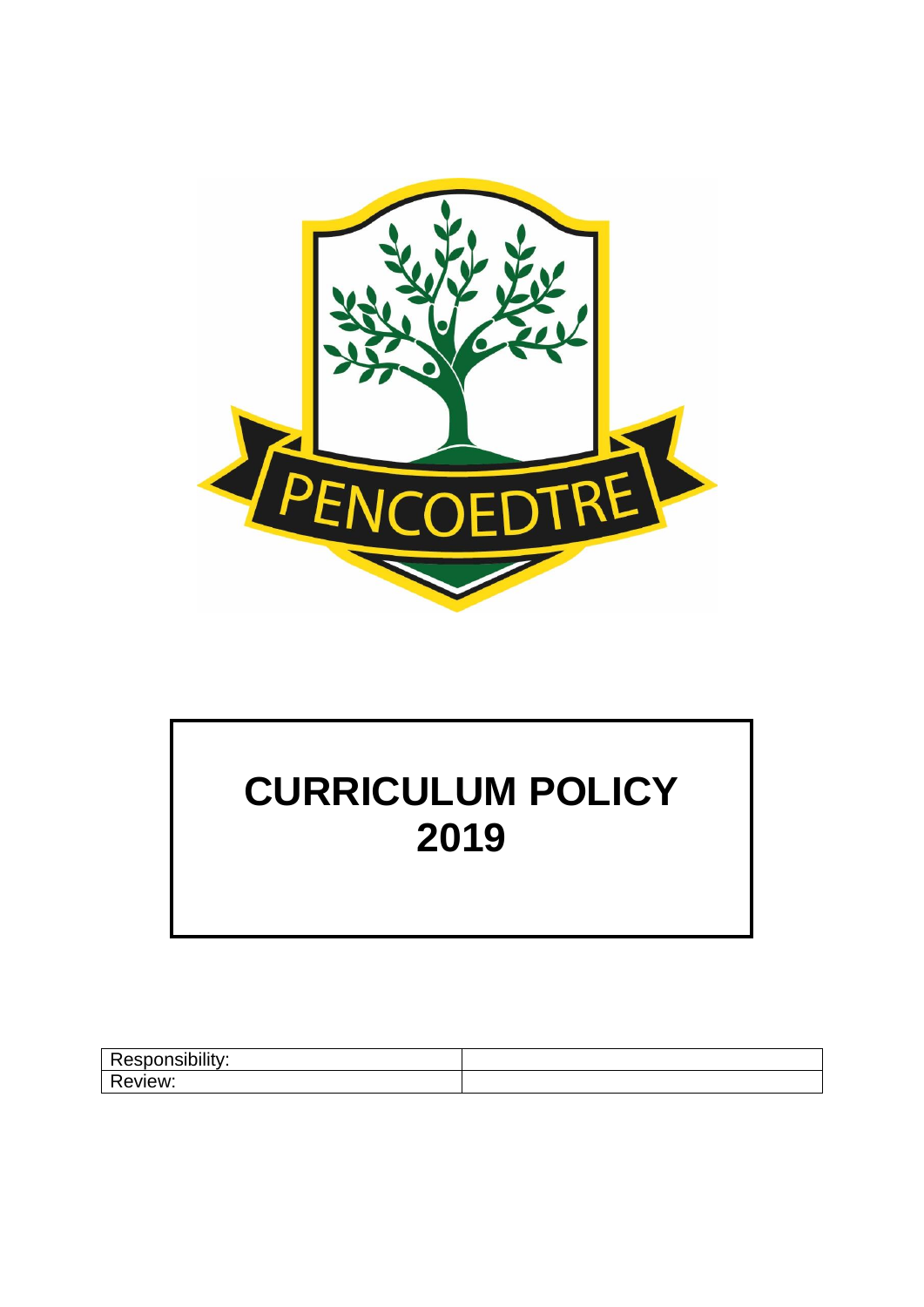PENCOEDTRE

# CURRICULUM POLICY 2019

| Responsibility: | |
| --- | --- |
| Review: | |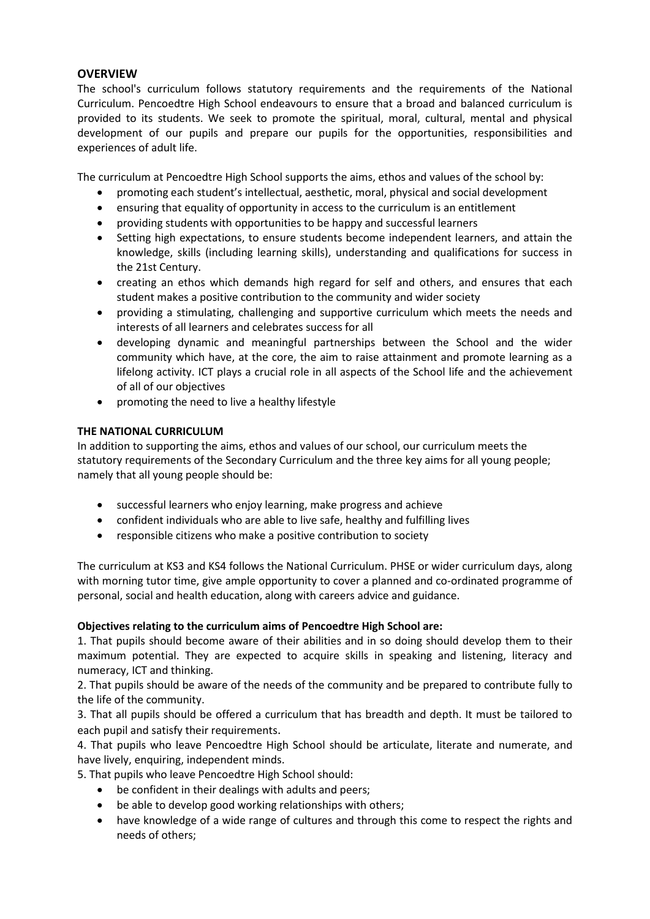## OVERVIEW

The school's curriculum follows statutory requirements and the requirements of the National Curriculum. Pencoedtre High School endeavours to ensure that a broad and balanced curriculum is provided to its students. We seek to promote the spiritual, moral, cultural, mental and physical development of our pupils and prepare our pupils for the opportunities, responsibilities and experiences of adult life.

The curriculum at Pencoedtre High School supports the aims, ethos and values of the school by:

- promoting each student's intellectual, aesthetic, moral, physical and social development
- ensuring that equality of opportunity in access to the curriculum is an entitlement
- providing students with opportunities to be happy and successful learners
- Setting high expectations, to ensure students become independent learners, and attain the knowledge, skills (including learning skills), understanding and qualifications for success in the 21st Century.
- creating an ethos which demands high regard for self and others, and ensures that each student makes a positive contribution to the community and wider society
- providing a stimulating, challenging and supportive curriculum which meets the needs and interests of all learners and celebrates success for all
- developing dynamic and meaningful partnerships between the School and the wider community which have, at the core, the aim to raise attainment and promote learning as a lifelong activity. ICT plays a crucial role in all aspects of the School life and the achievement of all of our objectives
- promoting the need to live a healthy lifestyle

**THE NATIONAL CURRICULUM**

In addition to supporting the aims, ethos and values of our school, our curriculum meets the statutory requirements of the Secondary Curriculum and the three key aims for all young people; namely that all young people should be:

- successful learners who enjoy learning, make progress and achieve
- confident individuals who are able to live safe, healthy and fulfilling lives
- responsible citizens who make a positive contribution to society

The curriculum at KS3 and KS4 follows the National Curriculum. PHSE or wider curriculum days, along with morning tutor time, give ample opportunity to cover a planned and co-ordinated programme of personal, social and health education, along with careers advice and guidance.

**Objectives relating to the curriculum aims of Pencoedtre High School are:**

1. That pupils should become aware of their abilities and in so doing should develop them to their maximum potential. They are expected to acquire skills in speaking and listening, literacy and numeracy, ICT and thinking.
2. That pupils should be aware of the needs of the community and be prepared to contribute fully to the life of the community.
3. That all pupils should be offered a curriculum that has breadth and depth. It must be tailored to each pupil and satisfy their requirements.
4. That pupils who leave Pencoedtre High School should be articulate, literate and numerate, and have lively, enquiring, independent minds.
5. That pupils who leave Pencoedtre High School should:
    - be confident in their dealings with adults and peers;
    - be able to develop good working relationships with others;
    - have knowledge of a wide range of cultures and through this come to respect the rights and needs of others;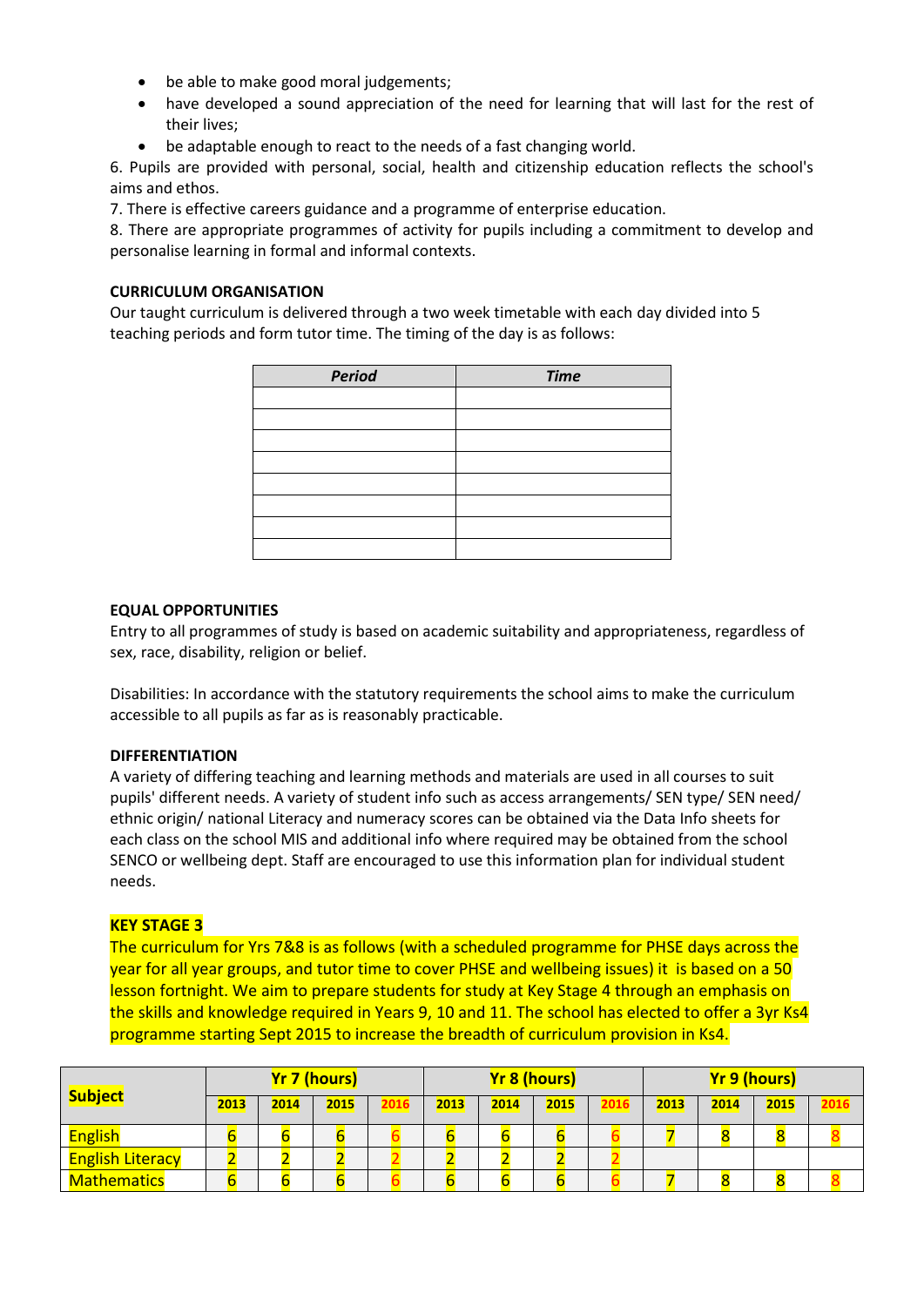- be able to make good moral judgements;
- have developed a sound appreciation of the need for learning that will last for the rest of their lives;
- be adaptable enough to react to the needs of a fast changing world.

6. Pupils are provided with personal, social, health and citizenship education reflects the school's aims and ethos.
7. There is effective careers guidance and a programme of enterprise education.
8. There are appropriate programmes of activity for pupils including a commitment to develop and personalise learning in formal and informal contexts.

**CURRICULUM ORGANISATION**

Our taught curriculum is delivered through a two week timetable with each day divided into 5 teaching periods and form tutor time. The timing of the day is as follows:

| *Period* | *Time* |
|---|---|
| | |
| | |
| | |
| | |
| | |
| | |
| | |
| | |

**EQUAL OPPORTUNITIES**

Entry to all programmes of study is based on academic suitability and appropriateness, regardless of sex, race, disability, religion or belief.

Disabilities: In accordance with the statutory requirements the school aims to make the curriculum accessible to all pupils as far as is reasonably practicable.

**DIFFERENTIATION**

A variety of differing teaching and learning methods and materials are used in all courses to suit pupils' different needs. A variety of student info such as access arrangements/ SEN type/ SEN need/ ethnic origin/ national Literacy and numeracy scores can be obtained via the Data Info sheets for each class on the school MIS and additional info where required may be obtained from the school SENCO or wellbeing dept. Staff are encouraged to use this information plan for individual student needs.

**KEY STAGE 3**

The curriculum for Yrs 7&8 is as follows (with a scheduled programme for PHSE days across the year for all year groups, and tutor time to cover PHSE and wellbeing issues) it is based on a 50 lesson fortnight. We aim to prepare students for study at Key Stage 4 through an emphasis on the skills and knowledge required in Years 9, 10 and 11. The school has elected to offer a 3yr Ks4 programme starting Sept 2015 to increase the breadth of curriculum provision in Ks4.

| **Subject** | **Yr 7 (hours)** | | | | **Yr 8 (hours)** | | | | **Yr 9 (hours)** | | | |
|---|---|---|---|---|---|---|---|---|---|---|---|---|
| | **2013** | **2014** | **2015** | **2016** | **2013** | **2014** | **2015** | **2016** | **2013** | **2014** | **2015** | **2016** |
| English | 6 | 6 | 6 | 6 | 6 | 6 | 6 | 6 | 7 | 8 | 8 | 8 |
| English Literacy | 2 | 2 | 2 | 2 | 2 | 2 | 2 | 2 | | | | |
| Mathematics | 6 | 6 | 6 | 6 | 6 | 6 | 6 | 6 | 7 | 8 | 8 | 8 |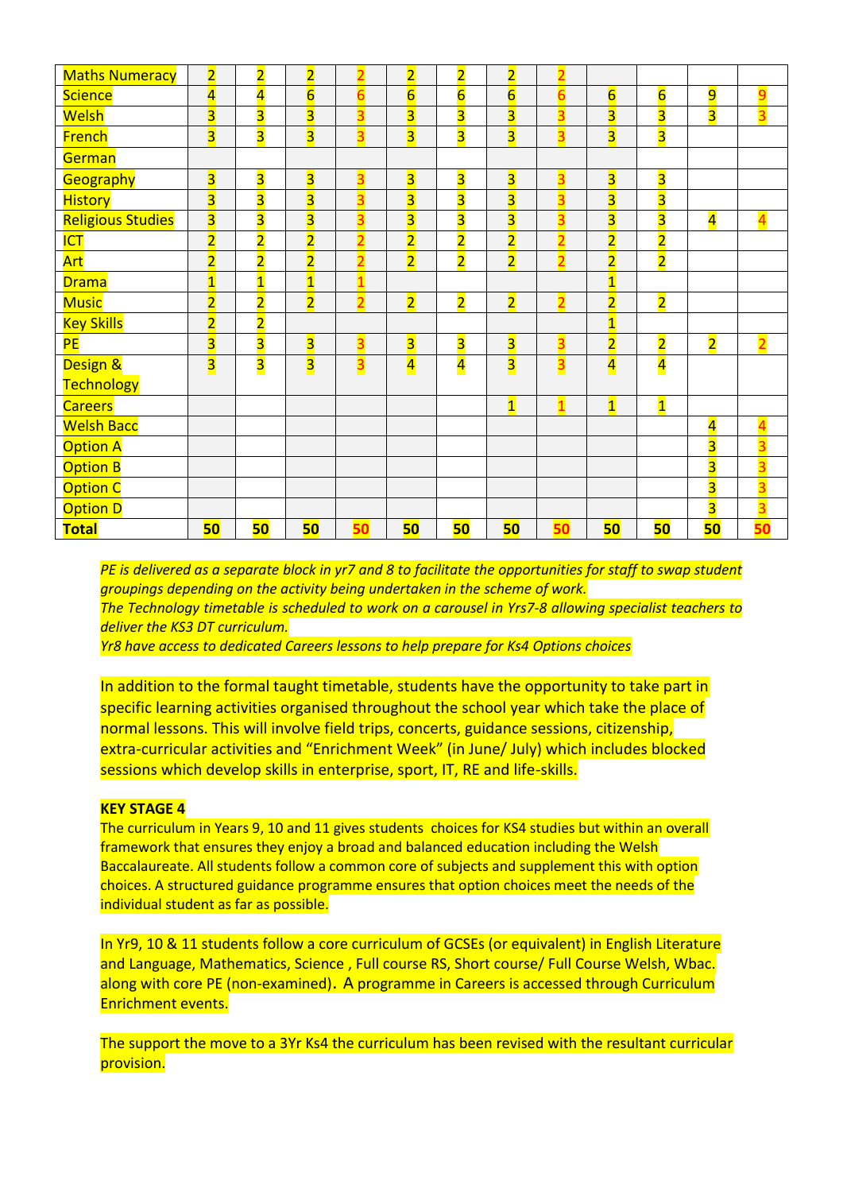| | | | | | | | | | | | | |
|---|---|---|---|---|---|---|---|---|---|---|---|---|
| Maths Numeracy | 2 | 2 | 2 | 2 | 2 | 2 | 2 | 2 | | | | |
| Science | 4 | 4 | 6 | 6 | 6 | 6 | 6 | 6 | 6 | 6 | 9 | 9 |
| Welsh | 3 | 3 | 3 | 3 | 3 | 3 | 3 | 3 | 3 | 3 | 3 | 3 |
| French | 3 | 3 | 3 | 3 | 3 | 3 | 3 | 3 | 3 | 3 | | |
| German | | | | | | | | | | | | |
| Geography | 3 | 3 | 3 | 3 | 3 | 3 | 3 | 3 | 3 | 3 | | |
| History | 3 | 3 | 3 | 3 | 3 | 3 | 3 | 3 | 3 | 3 | | |
| Religious Studies | 3 | 3 | 3 | 3 | 3 | 3 | 3 | 3 | 3 | 3 | 4 | 4 |
| ICT | 2 | 2 | 2 | 2 | 2 | 2 | 2 | 2 | 2 | 2 | | |
| Art | 2 | 2 | 2 | 2 | 2 | 2 | 2 | 2 | 2 | 2 | | |
| Drama | 1 | 1 | 1 | 1 | | | | | 1 | | | |
| Music | 2 | 2 | 2 | 2 | 2 | 2 | 2 | 2 | 2 | 2 | | |
| Key Skills | 2 | 2 | | | | | | | 1 | | | |
| PE | 3 | 3 | 3 | 3 | 3 | 3 | 3 | 3 | 2 | 2 | 2 | 2 |
| Design & Technology | 3 | 3 | 3 | 3 | 4 | 4 | 3 | 3 | 4 | 4 | | |
| Careers | | | | | | | 1 | 1 | 1 | 1 | | |
| Welsh Bacc | | | | | | | | | | | 4 | 4 |
| Option A | | | | | | | | | | | 3 | 3 |
| Option B | | | | | | | | | | | 3 | 3 |
| Option C | | | | | | | | | | | 3 | 3 |
| Option D | | | | | | | | | | | 3 | 3 |
| **Total** | **50** | **50** | **50** | **50** | **50** | **50** | **50** | **50** | **50** | **50** | **50** | **50** |

*PE is delivered as a separate block in yr7 and 8 to facilitate the opportunities for staff to swap student groupings depending on the activity being undertaken in the scheme of work.*
*The Technology timetable is scheduled to work on a carousel in Yrs7-8 allowing specialist teachers to deliver the KS3 DT curriculum.*
*Yr8 have access to dedicated Careers lessons to help prepare for Ks4 Options choices*

In addition to the formal taught timetable, students have the opportunity to take part in specific learning activities organised throughout the school year which take the place of normal lessons. This will involve field trips, concerts, guidance sessions, citizenship, extra-curricular activities and "Enrichment Week" (in June/ July) which includes blocked sessions which develop skills in enterprise, sport, IT, RE and life-skills.

**KEY STAGE 4**

The curriculum in Years 9, 10 and 11 gives students choices for KS4 studies but within an overall framework that ensures they enjoy a broad and balanced education including the Welsh Baccalaureate. All students follow a common core of subjects and supplement this with option choices. A structured guidance programme ensures that option choices meet the needs of the individual student as far as possible.

In Yr9, 10 & 11 students follow a core curriculum of GCSEs (or equivalent) in English Literature and Language, Mathematics, Science , Full course RS, Short course/ Full Course Welsh, Wbac. along with core PE (non-examined). A programme in Careers is accessed through Curriculum Enrichment events.

The support the move to a 3Yr Ks4 the curriculum has been revised with the resultant curricular provision.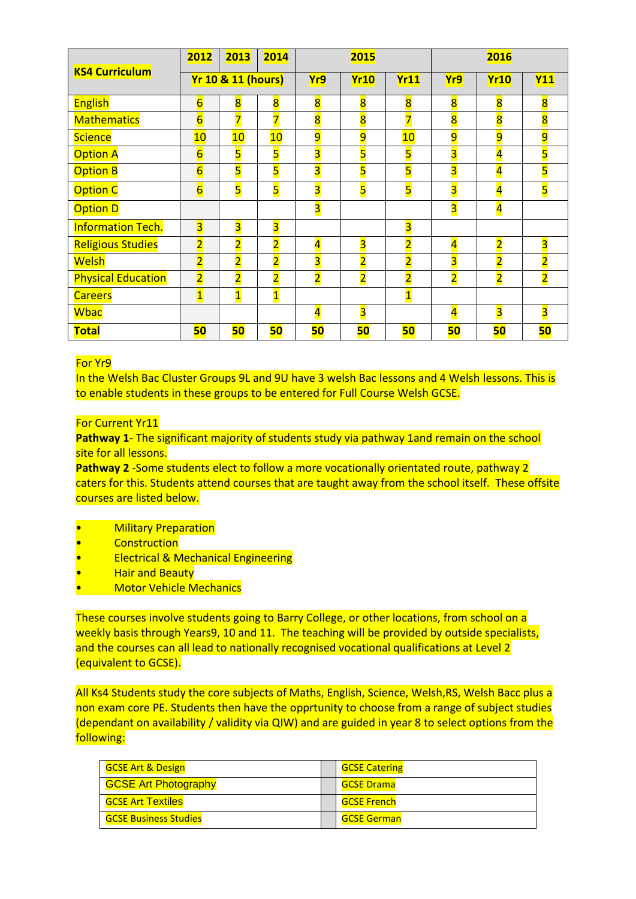| KS4 Curriculum | 2012 | 2013 | 2014 | 2015 | | | 2016 | | |
|---|---|---|---|---|---|---|---|---|---|
| | Yr 10 & 11 (hours) | | | Yr9 | Yr10 | Yr11 | Yr9 | Yr10 | Y11 |
| English | 6 | 8 | 8 | 8 | 8 | 8 | 8 | 8 | 8 |
| Mathematics | 6 | 7 | 7 | 8 | 8 | 7 | 8 | 8 | 8 |
| Science | 10 | 10 | 10 | 9 | 9 | 10 | 9 | 9 | 9 |
| Option A | 6 | 5 | 5 | 3 | 5 | 5 | 3 | 4 | 5 |
| Option B | 6 | 5 | 5 | 3 | 5 | 5 | 3 | 4 | 5 |
| Option C | 6 | 5 | 5 | 3 | 5 | 5 | 3 | 4 | 5 |
| Option D | | | | 3 | | | 3 | 4 | |
| Information Tech. | 3 | 3 | 3 | | | 3 | | | |
| Religious Studies | 2 | 2 | 2 | 4 | 3 | 2 | 4 | 2 | 3 |
| Welsh | 2 | 2 | 2 | 3 | 2 | 2 | 3 | 2 | 2 |
| Physical Education | 2 | 2 | 2 | 2 | 2 | 2 | 2 | 2 | 2 |
| Careers | 1 | 1 | 1 | | | 1 | | | |
| Wbac | | | | 4 | 3 | | 4 | 3 | 3 |
| **Total** | **50** | **50** | **50** | **50** | **50** | **50** | **50** | **50** | **50** |

For Yr9
In the Welsh Bac Cluster Groups 9L and 9U have 3 welsh Bac lessons and 4 Welsh lessons. This is to enable students in these groups to be entered for Full Course Welsh GCSE.

For Current Yr11
**Pathway 1**- The significant majority of students study via pathway 1and remain on the school site for all lessons.
**Pathway 2** -Some students elect to follow a more vocationally orientated route, pathway 2 caters for this. Students attend courses that are taught away from the school itself. These offsite courses are listed below.

- Military Preparation
- Construction
- Electrical & Mechanical Engineering
- Hair and Beauty
- Motor Vehicle Mechanics

These courses involve students going to Barry College, or other locations, from school on a weekly basis through Years9, 10 and 11. The teaching will be provided by outside specialists, and the courses can all lead to nationally recognised vocational qualifications at Level 2 (equivalent to GCSE).

All Ks4 Students study the core subjects of Maths, English, Science, Welsh,RS, Welsh Bacc plus a non exam core PE. Students then have the opprtunity to choose from a range of subject studies (dependant on availability / validity via QIW) and are guided in year 8 to select options from the following:

| | | |
|---|---|---|
| GCSE Art & Design | | GCSE Catering |
| GCSE Art Photography | | GCSE Drama |
| GCSE Art Textiles | | GCSE French |
| GCSE Business Studies | | GCSE German |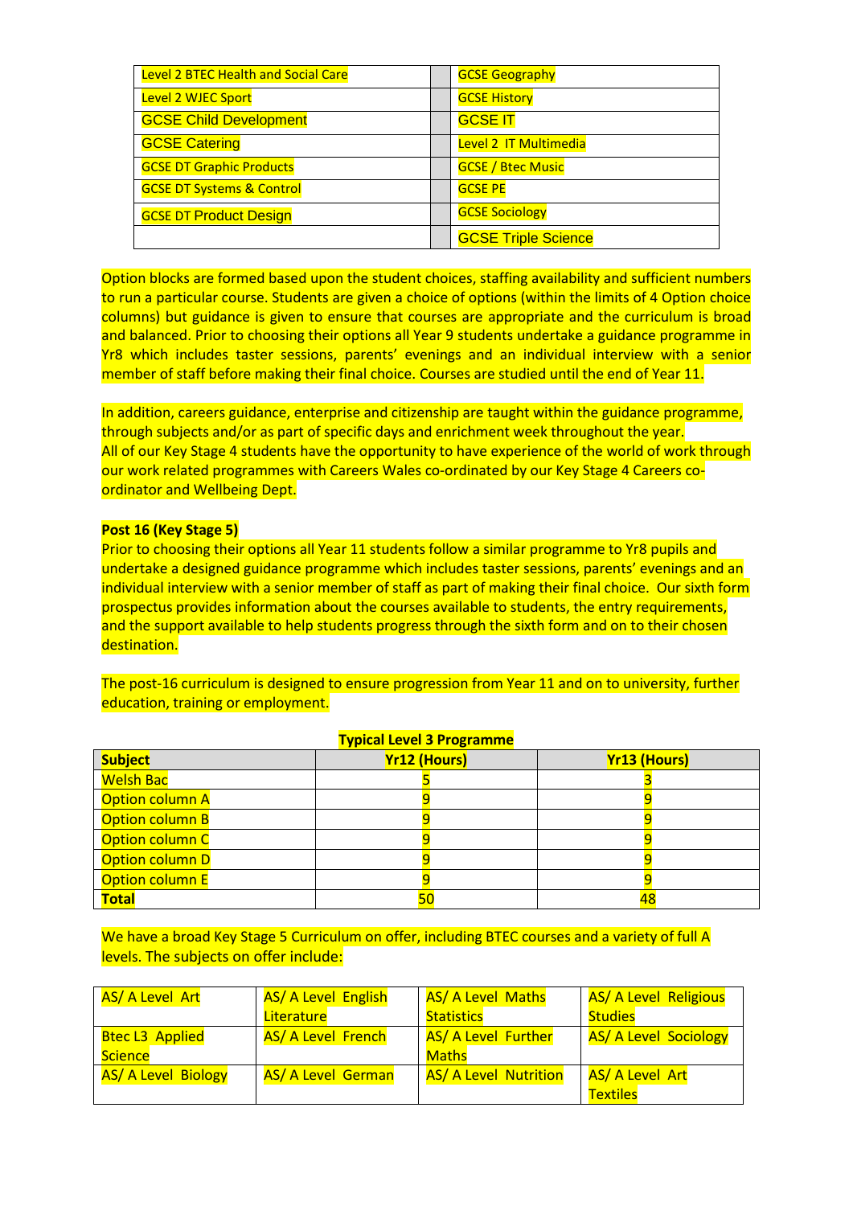| Level 2 BTEC Health and Social Care | | GCSE Geography |
|---|---|---|
| Level 2 WJEC Sport | | GCSE History |
| GCSE Child Development | | GCSE IT |
| GCSE Catering | | Level 2 IT Multimedia |
| GCSE DT Graphic Products | | GCSE / Btec Music |
| GCSE DT Systems & Control | | GCSE PE |
| GCSE DT Product Design | | GCSE Sociology |
| | | GCSE Triple Science |

Option blocks are formed based upon the student choices, staffing availability and sufficient numbers to run a particular course. Students are given a choice of options (within the limits of 4 Option choice columns) but guidance is given to ensure that courses are appropriate and the curriculum is broad and balanced. Prior to choosing their options all Year 9 students undertake a guidance programme in Yr8 which includes taster sessions, parents' evenings and an individual interview with a senior member of staff before making their final choice. Courses are studied until the end of Year 11.

In addition, careers guidance, enterprise and citizenship are taught within the guidance programme, through subjects and/or as part of specific days and enrichment week throughout the year.
All of our Key Stage 4 students have the opportunity to have experience of the world of work through our work related programmes with Careers Wales co-ordinated by our Key Stage 4 Careers co-ordinator and Wellbeing Dept.

**Post 16 (Key Stage 5)**
Prior to choosing their options all Year 11 students follow a similar programme to Yr8 pupils and undertake a designed guidance programme which includes taster sessions, parents' evenings and an individual interview with a senior member of staff as part of making their final choice. Our sixth form prospectus provides information about the courses available to students, the entry requirements, and the support available to help students progress through the sixth form and on to their chosen destination.

The post-16 curriculum is designed to ensure progression from Year 11 and on to university, further education, training or employment.

**Typical Level 3 Programme**

| **Subject** | **Yr12 (Hours)** | **Yr13 (Hours)** |
|---|---|---|
| Welsh Bac | 5 | 3 |
| Option column A | 9 | 9 |
| Option column B | 9 | 9 |
| Option column C | 9 | 9 |
| Option column D | 9 | 9 |
| Option column E | 9 | 9 |
| **Total** | 50 | 48 |

We have a broad Key Stage 5 Curriculum on offer, including BTEC courses and a variety of full A levels. The subjects on offer include:

| AS/ A Level Art | AS/ A Level English Literature | AS/ A Level Maths Statistics | AS/ A Level Religious Studies |
|---|---|---|---|
| Btec L3 Applied Science | AS/ A Level French | AS/ A Level Further Maths | AS/ A Level Sociology |
| AS/ A Level Biology | AS/ A Level German | AS/ A Level Nutrition | AS/ A Level Art Textiles |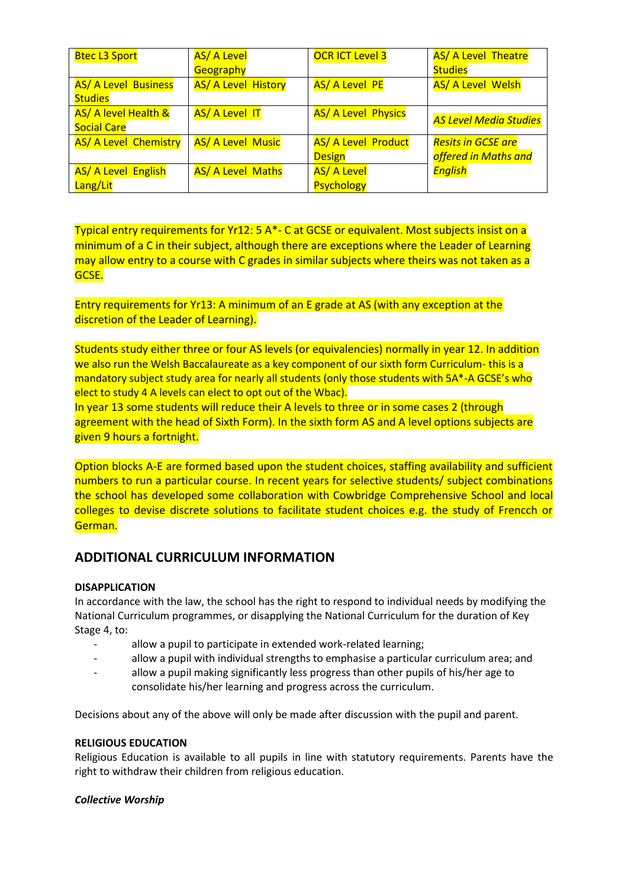| Btec L3 Sport | AS/ A Level Geography | OCR ICT Level 3 | AS/ A Level Theatre Studies |
|---|---|---|---|
| AS/ A Level Business Studies | AS/ A Level History | AS/ A Level PE | AS/ A Level Welsh |
| AS/ A level Health & Social Care | AS/ A Level IT | AS/ A Level Physics | *AS Level Media Studies* |
| AS/ A Level Chemistry | AS/ A Level Music | AS/ A Level Product Design | *Resits in GCSE are offered in Maths and English* |
| AS/ A Level English Lang/Lit | AS/ A Level Maths | AS/ A Level Psychology | |

Typical entry requirements for Yr12: 5 A*- C at GCSE or equivalent. Most subjects insist on a minimum of a C in their subject, although there are exceptions where the Leader of Learning may allow entry to a course with C grades in similar subjects where theirs was not taken as a GCSE.

Entry requirements for Yr13: A minimum of an E grade at AS (with any exception at the discretion of the Leader of Learning).

Students study either three or four AS levels (or equivalencies) normally in year 12. In addition we also run the Welsh Baccalaureate as a key component of our sixth form Curriculum- this is a mandatory subject study area for nearly all students (only those students with 5A*-A GCSE's who elect to study 4 A levels can elect to opt out of the Wbac).
In year 13 some students will reduce their A levels to three or in some cases 2 (through agreement with the head of Sixth Form). In the sixth form AS and A level options subjects are given 9 hours a fortnight.

Option blocks A-E are formed based upon the student choices, staffing availability and sufficient numbers to run a particular course. In recent years for selective students/ subject combinations the school has developed some collaboration with Cowbridge Comprehensive School and local colleges to devise discrete solutions to facilitate student choices e.g. the study of Frencch or German.

## ADDITIONAL CURRICULUM INFORMATION

**DISAPPLICATION**

In accordance with the law, the school has the right to respond to individual needs by modifying the National Curriculum programmes, or disapplying the National Curriculum for the duration of Key Stage 4, to:

- allow a pupil to participate in extended work-related learning;
- allow a pupil with individual strengths to emphasise a particular curriculum area; and
- allow a pupil making significantly less progress than other pupils of his/her age to consolidate his/her learning and progress across the curriculum.

Decisions about any of the above will only be made after discussion with the pupil and parent.

**RELIGIOUS EDUCATION**

Religious Education is available to all pupils in line with statutory requirements. Parents have the right to withdraw their children from religious education.

***Collective Worship***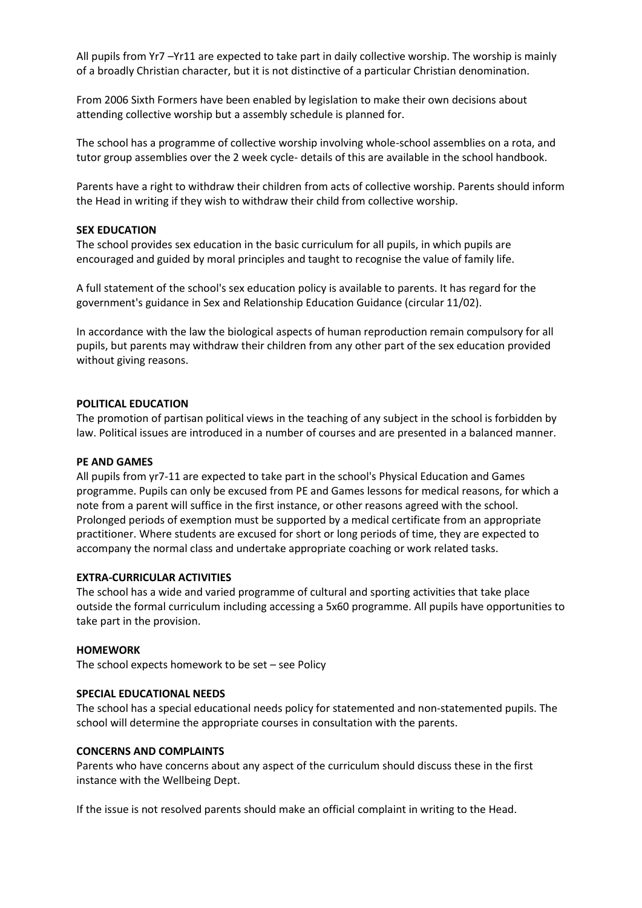All pupils from Yr7 –Yr11 are expected to take part in daily collective worship. The worship is mainly of a broadly Christian character, but it is not distinctive of a particular Christian denomination.

From 2006 Sixth Formers have been enabled by legislation to make their own decisions about attending collective worship but a assembly schedule is planned for.

The school has a programme of collective worship involving whole-school assemblies on a rota, and tutor group assemblies over the 2 week cycle- details of this are available in the school handbook.

Parents have a right to withdraw their children from acts of collective worship. Parents should inform the Head in writing if they wish to withdraw their child from collective worship.

**SEX EDUCATION**

The school provides sex education in the basic curriculum for all pupils, in which pupils are encouraged and guided by moral principles and taught to recognise the value of family life.

A full statement of the school's sex education policy is available to parents. It has regard for the government's guidance in Sex and Relationship Education Guidance (circular 11/02).

In accordance with the law the biological aspects of human reproduction remain compulsory for all pupils, but parents may withdraw their children from any other part of the sex education provided without giving reasons.

**POLITICAL EDUCATION**

The promotion of partisan political views in the teaching of any subject in the school is forbidden by law. Political issues are introduced in a number of courses and are presented in a balanced manner.

**PE AND GAMES**

All pupils from yr7-11 are expected to take part in the school's Physical Education and Games programme. Pupils can only be excused from PE and Games lessons for medical reasons, for which a note from a parent will suffice in the first instance, or other reasons agreed with the school. Prolonged periods of exemption must be supported by a medical certificate from an appropriate practitioner. Where students are excused for short or long periods of time, they are expected to accompany the normal class and undertake appropriate coaching or work related tasks.

**EXTRA-CURRICULAR ACTIVITIES**

The school has a wide and varied programme of cultural and sporting activities that take place outside the formal curriculum including accessing a 5x60 programme. All pupils have opportunities to take part in the provision.

**HOMEWORK**

The school expects homework to be set – see Policy

**SPECIAL EDUCATIONAL NEEDS**

The school has a special educational needs policy for statemented and non-statemented pupils. The school will determine the appropriate courses in consultation with the parents.

**CONCERNS AND COMPLAINTS**

Parents who have concerns about any aspect of the curriculum should discuss these in the first instance with the Wellbeing Dept.

If the issue is not resolved parents should make an official complaint in writing to the Head.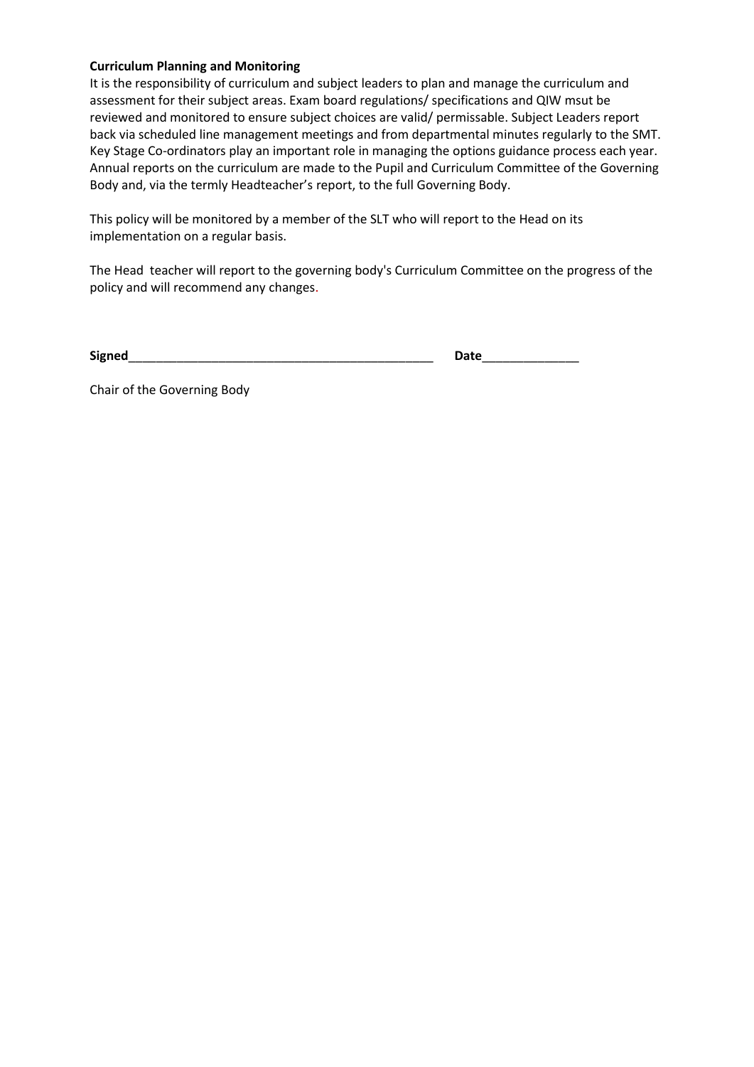**Curriculum Planning and Monitoring**

It is the responsibility of curriculum and subject leaders to plan and manage the curriculum and assessment for their subject areas. Exam board regulations/ specifications and QIW msut be reviewed and monitored to ensure subject choices are valid/ permissable. Subject Leaders report back via scheduled line management meetings and from departmental minutes regularly to the SMT. Key Stage Co-ordinators play an important role in managing the options guidance process each year. Annual reports on the curriculum are made to the Pupil and Curriculum Committee of the Governing Body and, via the termly Headteacher's report, to the full Governing Body.

This policy will be monitored by a member of the SLT who will report to the Head on its implementation on a regular basis.

The Head teacher will report to the governing body's Curriculum Committee on the progress of the policy and will recommend any changes.

**Signed**____________________________________________ **Date**_____________

Chair of the Governing Body